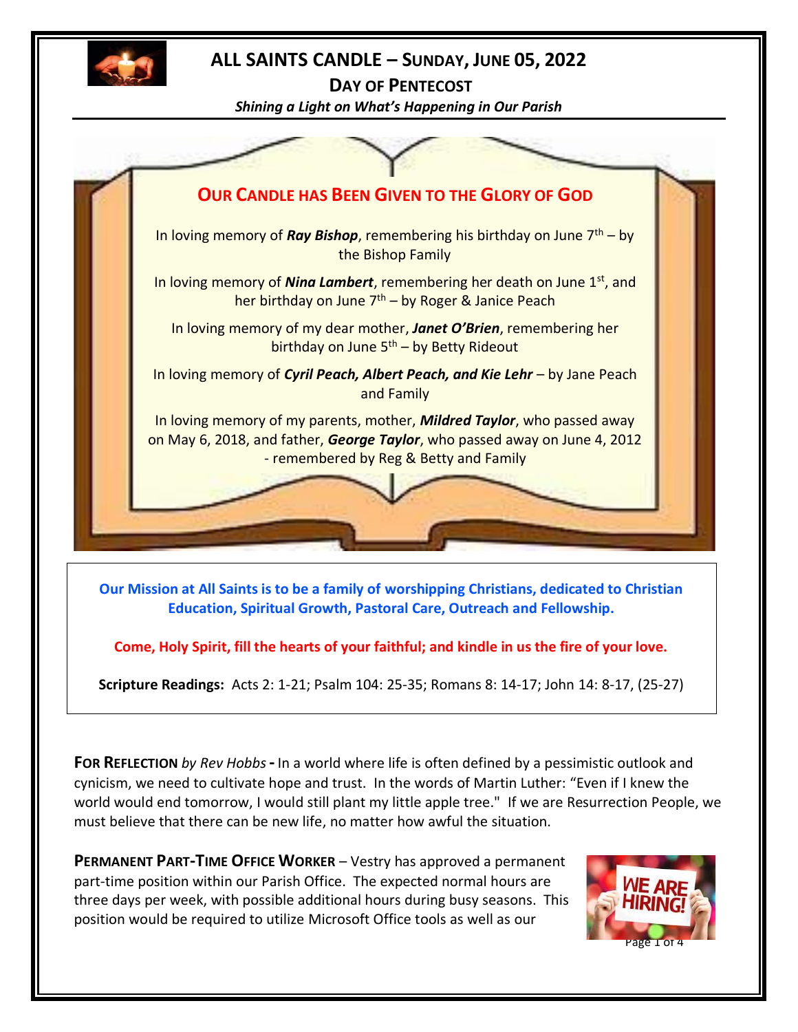# ALL SAINTS CANDLE – SUNDAY, JUNE 05, 2022

## DAY OF PENTECOST

*Shining a Light on What's Happening in Our Parish*

## OUR CANDLE HAS BEEN GIVEN TO THE GLORY OF GOD

In loving memory of ***Ray Bishop***, remembering his birthday on June 7th – by the Bishop Family

In loving memory of ***Nina Lambert***, remembering her death on June 1st, and her birthday on June 7th – by Roger & Janice Peach

In loving memory of my dear mother, ***Janet O'Brien***, remembering her birthday on June 5th – by Betty Rideout

In loving memory of ***Cyril Peach, Albert Peach, and Kie Lehr*** – by Jane Peach and Family

In loving memory of my parents, mother, ***Mildred Taylor***, who passed away on May 6, 2018, and father, ***George Taylor***, who passed away on June 4, 2012 - remembered by Reg & Betty and Family

**Our Mission at All Saints is to be a family of worshipping Christians, dedicated to Christian Education, Spiritual Growth, Pastoral Care, Outreach and Fellowship.**

**Come, Holy Spirit, fill the hearts of your faithful; and kindle in us the fire of your love.**

**Scripture Readings:** Acts 2: 1-21; Psalm 104: 25-35; Romans 8: 14-17; John 14: 8-17, (25-27)

**FOR REFLECTION** *by Rev Hobbs* **-** In a world where life is often defined by a pessimistic outlook and cynicism, we need to cultivate hope and trust. In the words of Martin Luther: "Even if I knew the world would end tomorrow, I would still plant my little apple tree." If we are Resurrection People, we must believe that there can be new life, no matter how awful the situation.

**PERMANENT PART-TIME OFFICE WORKER** – Vestry has approved a permanent part-time position within our Parish Office. The expected normal hours are three days per week, with possible additional hours during busy seasons. This position would be required to utilize Microsoft Office tools as well as our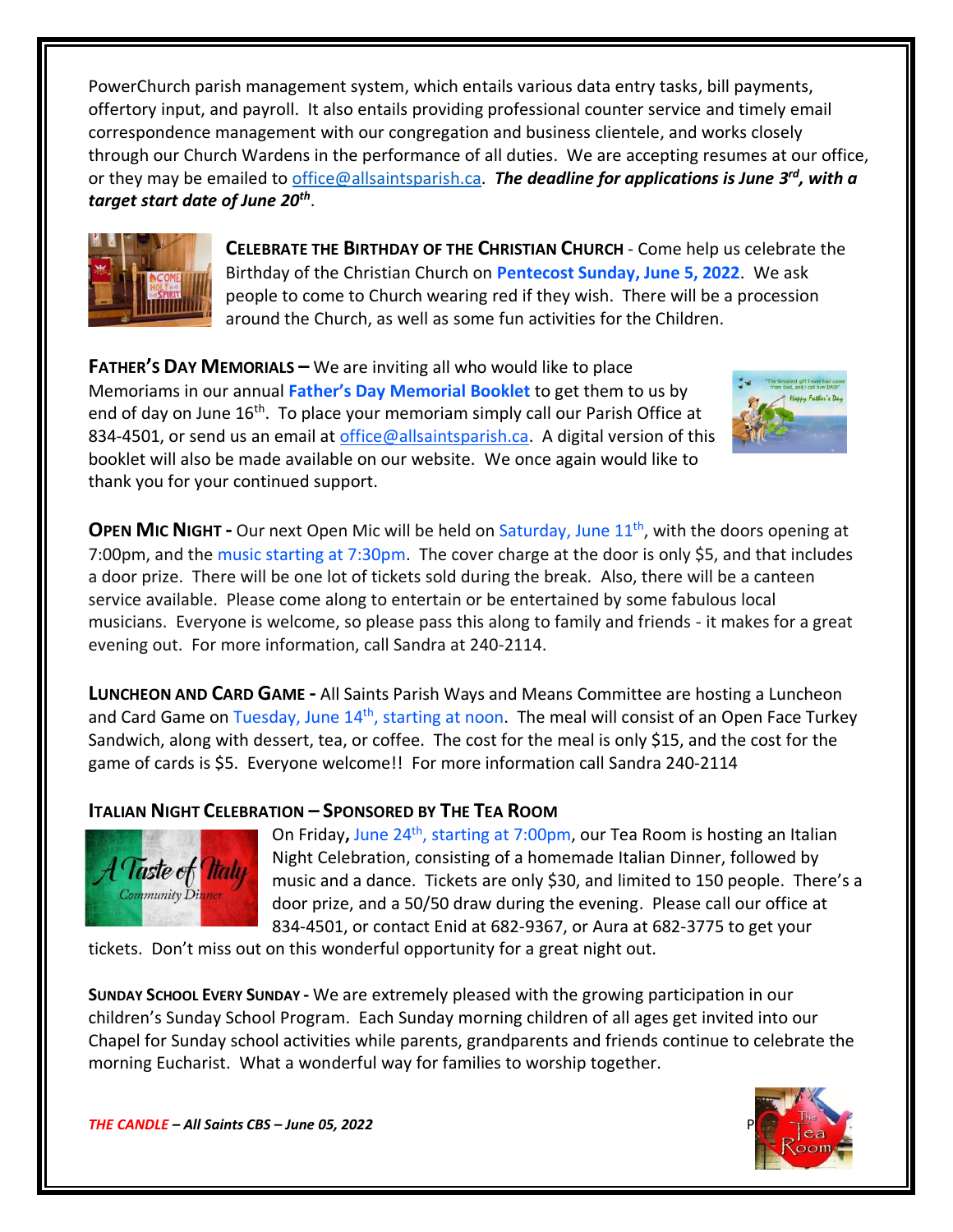PowerChurch parish management system, which entails various data entry tasks, bill payments, offertory input, and payroll. It also entails providing professional counter service and timely email correspondence management with our congregation and business clientele, and works closely through our Church Wardens in the performance of all duties. We are accepting resumes at our office, or they may be emailed to office@allsaintsparish.ca. ***The deadline for applications is June 3rd, with a target start date of June 20th***.

**CELEBRATE THE BIRTHDAY OF THE CHRISTIAN CHURCH** - Come help us celebrate the Birthday of the Christian Church on **Pentecost Sunday, June 5, 2022**. We ask people to come to Church wearing red if they wish. There will be a procession around the Church, as well as some fun activities for the Children.

**FATHER'S DAY MEMORIALS –** We are inviting all who would like to place Memoriams in our annual **Father's Day Memorial Booklet** to get them to us by end of day on June 16th. To place your memoriam simply call our Parish Office at 834-4501, or send us an email at office@allsaintsparish.ca. A digital version of this booklet will also be made available on our website. We once again would like to thank you for your continued support.

**OPEN MIC NIGHT -** Our next Open Mic will be held on Saturday, June 11th, with the doors opening at 7:00pm, and the music starting at 7:30pm. The cover charge at the door is only $5, and that includes a door prize. There will be one lot of tickets sold during the break. Also, there will be a canteen service available. Please come along to entertain or be entertained by some fabulous local musicians. Everyone is welcome, so please pass this along to family and friends - it makes for a great evening out. For more information, call Sandra at 240-2114.

**LUNCHEON AND CARD GAME -** All Saints Parish Ways and Means Committee are hosting a Luncheon and Card Game on Tuesday, June 14th, starting at noon. The meal will consist of an Open Face Turkey Sandwich, along with dessert, tea, or coffee. The cost for the meal is only $15, and the cost for the game of cards is $5. Everyone welcome!! For more information call Sandra 240-2114

**ITALIAN NIGHT CELEBRATION – SPONSORED BY THE TEA ROOM**

On Friday**,** June 24th, starting at 7:00pm, our Tea Room is hosting an Italian Night Celebration, consisting of a homemade Italian Dinner, followed by music and a dance. Tickets are only $30, and limited to 150 people. There's a door prize, and a 50/50 draw during the evening. Please call our office at 834-4501, or contact Enid at 682-9367, or Aura at 682-3775 to get your tickets. Don't miss out on this wonderful opportunity for a great night out.

**SUNDAY SCHOOL EVERY SUNDAY -** We are extremely pleased with the growing participation in our children's Sunday School Program. Each Sunday morning children of all ages get invited into our Chapel for Sunday school activities while parents, grandparents and friends continue to celebrate the morning Eucharist. What a wonderful way for families to worship together.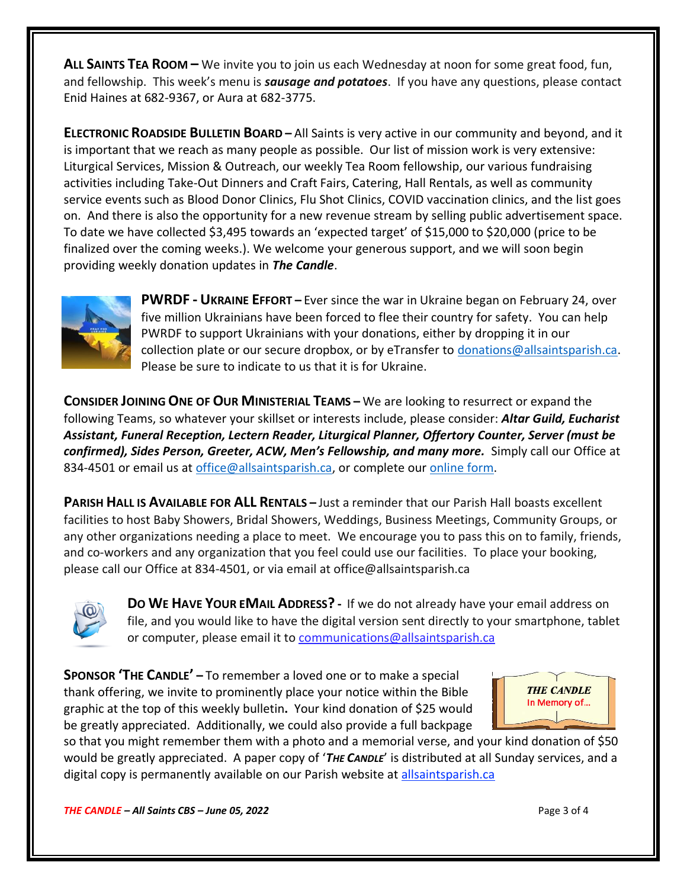**ALL SAINTS TEA ROOM –** We invite you to join us each Wednesday at noon for some great food, fun, and fellowship. This week's menu is ***sausage and potatoes***. If you have any questions, please contact Enid Haines at 682-9367, or Aura at 682-3775.

**ELECTRONIC ROADSIDE BULLETIN BOARD –** All Saints is very active in our community and beyond, and it is important that we reach as many people as possible. Our list of mission work is very extensive: Liturgical Services, Mission & Outreach, our weekly Tea Room fellowship, our various fundraising activities including Take-Out Dinners and Craft Fairs, Catering, Hall Rentals, as well as community service events such as Blood Donor Clinics, Flu Shot Clinics, COVID vaccination clinics, and the list goes on. And there is also the opportunity for a new revenue stream by selling public advertisement space. To date we have collected $3,495 towards an 'expected target' of $15,000 to $20,000 (price to be finalized over the coming weeks.). We welcome your generous support, and we will soon begin providing weekly donation updates in ***The Candle***.

**PWRDF - UKRAINE EFFORT –** Ever since the war in Ukraine began on February 24, over five million Ukrainians have been forced to flee their country for safety. You can help PWRDF to support Ukrainians with your donations, either by dropping it in our collection plate or our secure dropbox, or by eTransfer to donations@allsaintsparish.ca. Please be sure to indicate to us that it is for Ukraine.

**CONSIDER JOINING ONE OF OUR MINISTERIAL TEAMS –** We are looking to resurrect or expand the following Teams, so whatever your skillset or interests include, please consider: ***Altar Guild, Eucharist Assistant, Funeral Reception, Lectern Reader, Liturgical Planner, Offertory Counter, Server (must be confirmed), Sides Person, Greeter, ACW, Men's Fellowship, and many more.*** Simply call our Office at 834-4501 or email us at office@allsaintsparish.ca, or complete our online form.

**PARISH HALL IS AVAILABLE FOR ALL RENTALS –** Just a reminder that our Parish Hall boasts excellent facilities to host Baby Showers, Bridal Showers, Weddings, Business Meetings, Community Groups, or any other organizations needing a place to meet. We encourage you to pass this on to family, friends, and co-workers and any organization that you feel could use our facilities. To place your booking, please call our Office at 834-4501, or via email at office@allsaintsparish.ca

**DO WE HAVE YOUR EMAIL ADDRESS? -** If we do not already have your email address on file, and you would like to have the digital version sent directly to your smartphone, tablet or computer, please email it to communications@allsaintsparish.ca

**SPONSOR 'THE CANDLE' –** To remember a loved one or to make a special thank offering, we invite to prominently place your notice within the Bible graphic at the top of this weekly bulletin**.** Your kind donation of $25 would be greatly appreciated. Additionally, we could also provide a full backpage so that you might remember them with a photo and a memorial verse, and your kind donation of $50 would be greatly appreciated. A paper copy of '***THE CANDLE***' is distributed at all Sunday services, and a digital copy is permanently available on our Parish website at allsaintsparish.ca

*THE CANDLE*
In Memory of…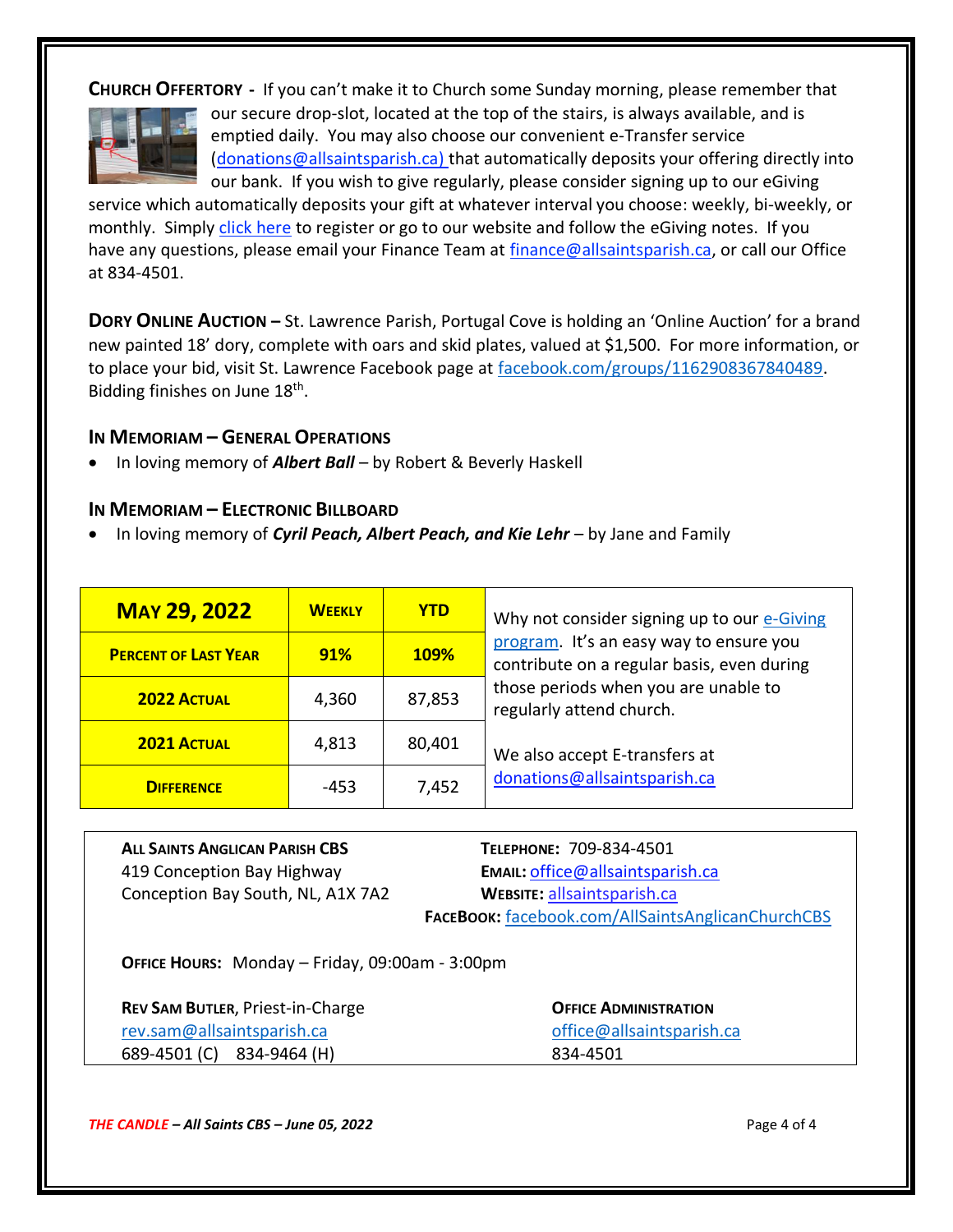**Church Offertory -** If you can't make it to Church some Sunday morning, please remember that our secure drop-slot, located at the top of the stairs, is always available, and is emptied daily. You may also choose our convenient e-Transfer service (donations@allsaintsparish.ca) that automatically deposits your offering directly into our bank. If you wish to give regularly, please consider signing up to our eGiving service which automatically deposits your gift at whatever interval you choose: weekly, bi-weekly, or monthly. Simply click here to register or go to our website and follow the eGiving notes. If you have any questions, please email your Finance Team at finance@allsaintsparish.ca, or call our Office at 834-4501.

**Dory Online Auction –** St. Lawrence Parish, Portugal Cove is holding an 'Online Auction' for a brand new painted 18' dory, complete with oars and skid plates, valued at $1,500. For more information, or to place your bid, visit St. Lawrence Facebook page at facebook.com/groups/1162908367840489. Bidding finishes on June 18th.

### In Memoriam – General Operations

- In loving memory of ***Albert Ball*** – by Robert & Beverly Haskell

### In Memoriam – Electronic Billboard

- In loving memory of ***Cyril Peach, Albert Peach, and Kie Lehr*** – by Jane and Family

| May 29, 2022 | Weekly | YTD |
|---|---|---|
| Percent of Last Year | 91% | 109% |
| 2022 Actual | 4,360 | 87,853 |
| 2021 Actual | 4,813 | 80,401 |
| Difference | -453 | 7,452 |

Why not consider signing up to our e-Giving program. It's an easy way to ensure you contribute on a regular basis, even during those periods when you are unable to regularly attend church.

We also accept E-transfers at donations@allsaintsparish.ca

**All Saints Anglican Parish CBS**
419 Conception Bay Highway
Conception Bay South, NL, A1X 7A2

**Telephone:** 709-834-4501
**Email:** office@allsaintsparish.ca
**Website:** allsaintsparish.ca
**FaceBook:** facebook.com/AllSaintsAnglicanChurchCBS

**Office Hours:** Monday – Friday, 09:00am - 3:00pm

**Rev Sam Butler**, Priest-in-Charge
rev.sam@allsaintsparish.ca
689-4501 (C) 834-9464 (H)

**Office Administration**
office@allsaintsparish.ca
834-4501